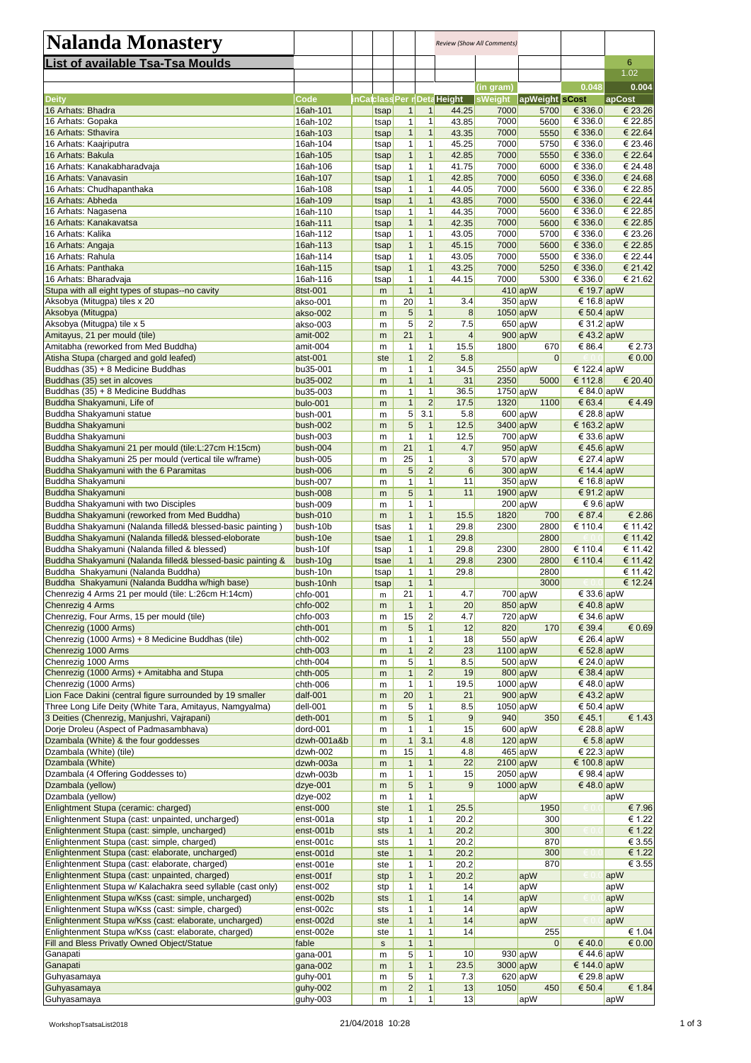# Nalanda Monastery

Review (Show All Comments)

## List of available Tsa-Tsa Moulds

| | | | | | | | | | | 6 |
|---|---|---|---|---|---|---|---|---|---|---|
| | | | | | | | | | | 1.02 |
| | | | | | | | (in gram) | | 0.048 | 0.004 |
| **Deity** | **Code** | **inCat** | **class** | **Per m** | **Deta** | **Height** | **sWeight** | **apWeight** | **sCost** | **apCost** |
| 16 Arhats: Bhadra | 16ah-101 | | tsap | 1 | 1 | 44.25 | 7000 | 5700 | € 336.0 | € 23.26 |
| 16 Arhats: Gopaka | 16ah-102 | | tsap | 1 | 1 | 43.85 | 7000 | 5600 | € 336.0 | € 22.85 |
| 16 Arhats: Sthavira | 16ah-103 | | tsap | 1 | 1 | 43.35 | 7000 | 5550 | € 336.0 | € 22.64 |
| 16 Arhats: Kaajriputra | 16ah-104 | | tsap | 1 | 1 | 45.25 | 7000 | 5750 | € 336.0 | € 23.46 |
| 16 Arhats: Bakula | 16ah-105 | | tsap | 1 | 1 | 42.85 | 7000 | 5550 | € 336.0 | € 22.64 |
| 16 Arhats: Kanakabharadvaja | 16ah-106 | | tsap | 1 | 1 | 41.75 | 7000 | 6000 | € 336.0 | € 24.48 |
| 16 Arhats: Vanavasin | 16ah-107 | | tsap | 1 | 1 | 42.85 | 7000 | 6050 | € 336.0 | € 24.68 |
| 16 Arhats: Chudhapanthaka | 16ah-108 | | tsap | 1 | 1 | 44.05 | 7000 | 5600 | € 336.0 | € 22.85 |
| 16 Arhats: Abheda | 16ah-109 | | tsap | 1 | 1 | 43.85 | 7000 | 5500 | € 336.0 | € 22.44 |
| 16 Arhats: Nagasena | 16ah-110 | | tsap | 1 | 1 | 44.35 | 7000 | 5600 | € 336.0 | € 22.85 |
| 16 Arhats: Kanakavatsa | 16ah-111 | | tsap | 1 | 1 | 42.35 | 7000 | 5600 | € 336.0 | € 22.85 |
| 16 Arhats: Kalika | 16ah-112 | | tsap | 1 | 1 | 43.05 | 7000 | 5700 | € 336.0 | € 23.26 |
| 16 Arhats: Angaja | 16ah-113 | | tsap | 1 | 1 | 45.15 | 7000 | 5600 | € 336.0 | € 22.85 |
| 16 Arhats: Rahula | 16ah-114 | | tsap | 1 | 1 | 43.05 | 7000 | 5500 | € 336.0 | € 22.44 |
| 16 Arhats: Panthaka | 16ah-115 | | tsap | 1 | 1 | 43.25 | 7000 | 5250 | € 336.0 | € 21.42 |
| 16 Arhats: Bharadvaja | 16ah-116 | | tsap | 1 | 1 | 44.15 | 7000 | 5300 | € 336.0 | € 21.62 |
| Stupa with all eight types of stupas--no cavity | 8tst-001 | | m | 1 | 1 | | 410 | apW | € 19.7 | apW |
| Aksobya (Mitugpa) tiles x 20 | akso-001 | | m | 20 | 1 | 3.4 | 350 | apW | € 16.8 | apW |
| Aksobya (Mitugpa) | akso-002 | | m | 5 | 1 | 8 | 1050 | apW | € 50.4 | apW |
| Aksobya (Mitugpa) tile x 5 | akso-003 | | m | 5 | 2 | 7.5 | 650 | apW | € 31.2 | apW |
| Amitayus, 21 per mould (tile) | amit-002 | | m | 21 | 1 | 4 | 900 | apW | € 43.2 | apW |
| Amitabha (reworked from Med Buddha) | amit-004 | | m | 1 | 1 | 15.5 | 1800 | 670 | € 86.4 | € 2.73 |
| Atisha Stupa (charged and gold leafed) | atst-001 | | ste | 1 | 2 | 5.8 | | 0 | | € 0.00 |
| Buddhas (35) + 8 Medicine Buddhas | bu35-001 | | m | 1 | 1 | 34.5 | 2550 | apW | € 122.4 | apW |
| Buddhas (35) set in alcoves | bu35-002 | | m | 1 | 1 | 31 | 2350 | 5000 | € 112.8 | € 20.40 |
| Buddhas (35) + 8 Medicine Buddhas | bu35-003 | | m | 1 | 1 | 36.5 | 1750 | apW | € 84.0 | apW |
| Buddha Shakyamuni, Life of | bulo-001 | | m | 1 | 2 | 17.5 | 1320 | 1100 | € 63.4 | € 4.49 |
| Buddha Shakyamuni statue | bush-001 | | m | 5 | 3.1 | 5.8 | 600 | apW | € 28.8 | apW |
| Buddha Shakyamuni | bush-002 | | m | 5 | 1 | 12.5 | 3400 | apW | € 163.2 | apW |
| Buddha Shakyamuni | bush-003 | | m | 1 | 1 | 12.5 | 700 | apW | € 33.6 | apW |
| Buddha Shakyamuni 21 per mould (tile:L:27cm H:15cm) | bush-004 | | m | 21 | 1 | 4.7 | 950 | apW | € 45.6 | apW |
| Buddha Shakyamuni 25 per mould (vertical tile w/frame) | bush-005 | | m | 25 | 1 | 3 | 570 | apW | € 27.4 | apW |
| Buddha Shakyamuni with the 6 Paramitas | bush-006 | | m | 5 | 2 | 6 | 300 | apW | € 14.4 | apW |
| Buddha Shakyamuni | bush-007 | | m | 1 | 1 | 11 | 350 | apW | € 16.8 | apW |
| Buddha Shakyamuni | bush-008 | | m | 5 | 1 | 11 | 1900 | apW | € 91.2 | apW |
| Buddha Shakyamuni with two Disciples | bush-009 | | m | 1 | 1 | | 200 | apW | € 9.6 | apW |
| Buddha Shakyamuni (reworked from Med Buddha) | bush-010 | | m | 1 | 1 | 15.5 | 1820 | 700 | € 87.4 | € 2.86 |
| Buddha Shakyamuni (Nalanda filled& blessed-basic painting ) | bush-10b | | tsas | 1 | 1 | 29.8 | 2300 | 2800 | € 110.4 | € 11.42 |
| Buddha Shakyamuni (Nalanda filled& blessed-eloborate | bush-10e | | tsae | 1 | 1 | 29.8 | | 2800 | | € 11.42 |
| Buddha Shakyamuni (Nalanda filled & blessed) | bush-10f | | tsap | 1 | 1 | 29.8 | 2300 | 2800 | € 110.4 | € 11.42 |
| Buddha Shakyamuni (Nalanda filled& blessed-basic painting & | bush-10g | | tsae | 1 | 1 | 29.8 | 2300 | 2800 | € 110.4 | € 11.42 |
| Buddha Shakyamuni (Nalanda Buddha) | bush-10n | | tsap | 1 | 1 | 29.8 | | 2800 | | € 11.42 |
| Buddha Shakyamuni (Nalanda Buddha w/high base) | bush-10nh | | tsap | 1 | 1 | | | 3000 | | € 12.24 |
| Chenrezig 4 Arms 21 per mould (tile: L:26cm H:14cm) | chfo-001 | | m | 21 | 1 | 4.7 | 700 | apW | € 33.6 | apW |
| Chenrezig 4 Arms | chfo-002 | | m | 1 | 1 | 20 | 850 | apW | € 40.8 | apW |
| Chenrezig, Four Arms, 15 per mould (tile) | chfo-003 | | m | 15 | 2 | 4.7 | 720 | apW | € 34.6 | apW |
| Chenrezig (1000 Arms) | chth-001 | | m | 5 | 1 | 12 | 820 | 170 | € 39.4 | € 0.69 |
| Chenrezig (1000 Arms) + 8 Medicine Buddhas (tile) | chth-002 | | m | 1 | 1 | 18 | 550 | apW | € 26.4 | apW |
| Chenrezig 1000 Arms | chth-003 | | m | 1 | 2 | 23 | 1100 | apW | € 52.8 | apW |
| Chenrezig 1000 Arms | chth-004 | | m | 5 | 1 | 8.5 | 500 | apW | € 24.0 | apW |
| Chenrezig (1000 Arms) + Amitabha and Stupa | chth-005 | | m | 1 | 2 | 19 | 800 | apW | € 38.4 | apW |
| Chenrezig (1000 Arms) | chth-006 | | m | 1 | 1 | 19.5 | 1000 | apW | € 48.0 | apW |
| Lion Face Dakini (central figure surrounded by 19 smaller | dalf-001 | | m | 20 | 1 | 21 | 900 | apW | € 43.2 | apW |
| Three Long Life Deity (White Tara, Amitayus, Namgyalma) | dell-001 | | m | 5 | 1 | 8.5 | 1050 | apW | € 50.4 | apW |
| 3 Deities (Chenrezig, Manjushri, Vajrapani) | deth-001 | | m | 5 | 1 | 9 | 940 | 350 | € 45.1 | € 1.43 |
| Dorje Droleu (Aspect of Padmasambhava) | dord-001 | | m | 1 | 1 | 15 | 600 | apW | € 28.8 | apW |
| Dzambala (White) & the four goddesses | dzwh-001a&b | | m | 1 | 3.1 | 4.8 | 120 | apW | € 5.8 | apW |
| Dzambala (White) (tile) | dzwh-002 | | m | 15 | 1 | 4.8 | 465 | apW | € 22.3 | apW |
| Dzambala (White) | dzwh-003a | | m | 1 | 1 | 22 | 2100 | apW | € 100.8 | apW |
| Dzambala (4 Offering Goddesses to) | dzwh-003b | | m | 1 | 1 | 15 | 2050 | apW | € 98.4 | apW |
| Dzambala (yellow) | dzye-001 | | m | 5 | 1 | 9 | 1000 | apW | € 48.0 | apW |
| Dzambala (yellow) | dzye-002 | | m | 1 | 1 | | | apW | | apW |
| Enlightment Stupa (ceramic: charged) | enst-000 | | ste | 1 | 1 | 25.5 | | 1950 | | € 7.96 |
| Enlightenment Stupa (cast: unpainted, uncharged) | enst-001a | | stp | 1 | 1 | 20.2 | | 300 | | € 1.22 |
| Enlightenment Stupa (cast: simple, uncharged) | enst-001b | | sts | 1 | 1 | 20.2 | | 300 | | € 1.22 |
| Enlightenment Stupa (cast: simple, charged) | enst-001c | | sts | 1 | 1 | 20.2 | | 870 | | € 3.55 |
| Enlightenment Stupa (cast: elaborate, uncharged) | enst-001d | | ste | 1 | 1 | 20.2 | | 300 | | € 1.22 |
| Enlightenment Stupa (cast: elaborate, charged) | enst-001e | | ste | 1 | 1 | 20.2 | | 870 | | € 3.55 |
| Enlightenment Stupa (cast: unpainted, charged) | enst-001f | | stp | 1 | 1 | 20.2 | | apW | | apW |
| Enlightenment Stupa w/ Kalachakra seed syllable (cast only) | enst-002 | | stp | 1 | 1 | 14 | | apW | | apW |
| Enlightenment Stupa w/Kss (cast: simple, uncharged) | enst-002b | | sts | 1 | 1 | 14 | | apW | | apW |
| Enlightenment Stupa w/Kss (cast: simple, charged) | enst-002c | | sts | 1 | 1 | 14 | | apW | | apW |
| Enlightenment Stupa w/Kss (cast: elaborate, uncharged) | enst-002d | | ste | 1 | 1 | 14 | | apW | | apW |
| Enlightenment Stupa w/Kss (cast: elaborate, charged) | enst-002e | | ste | 1 | 1 | 14 | | 255 | | € 1.04 |
| Fill and Bless Privatly Owned Object/Statue | fable | | s | 1 | 1 | | | 0 | € 40.0 | € 0.00 |
| Ganapati | gana-001 | | m | 5 | 1 | 10 | 930 | apW | € 44.6 | apW |
| Ganapati | gana-002 | | m | 1 | 1 | 23.5 | 3000 | apW | € 144.0 | apW |
| Guhyasamaya | guhy-001 | | m | 5 | 1 | 7.3 | 620 | apW | € 29.8 | apW |
| Guhyasamaya | guhy-002 | | m | 2 | 1 | 13 | 1050 | 450 | € 50.4 | € 1.84 |
| Guhyasamaya | guhy-003 | | m | 1 | 1 | 13 | | apW | | apW |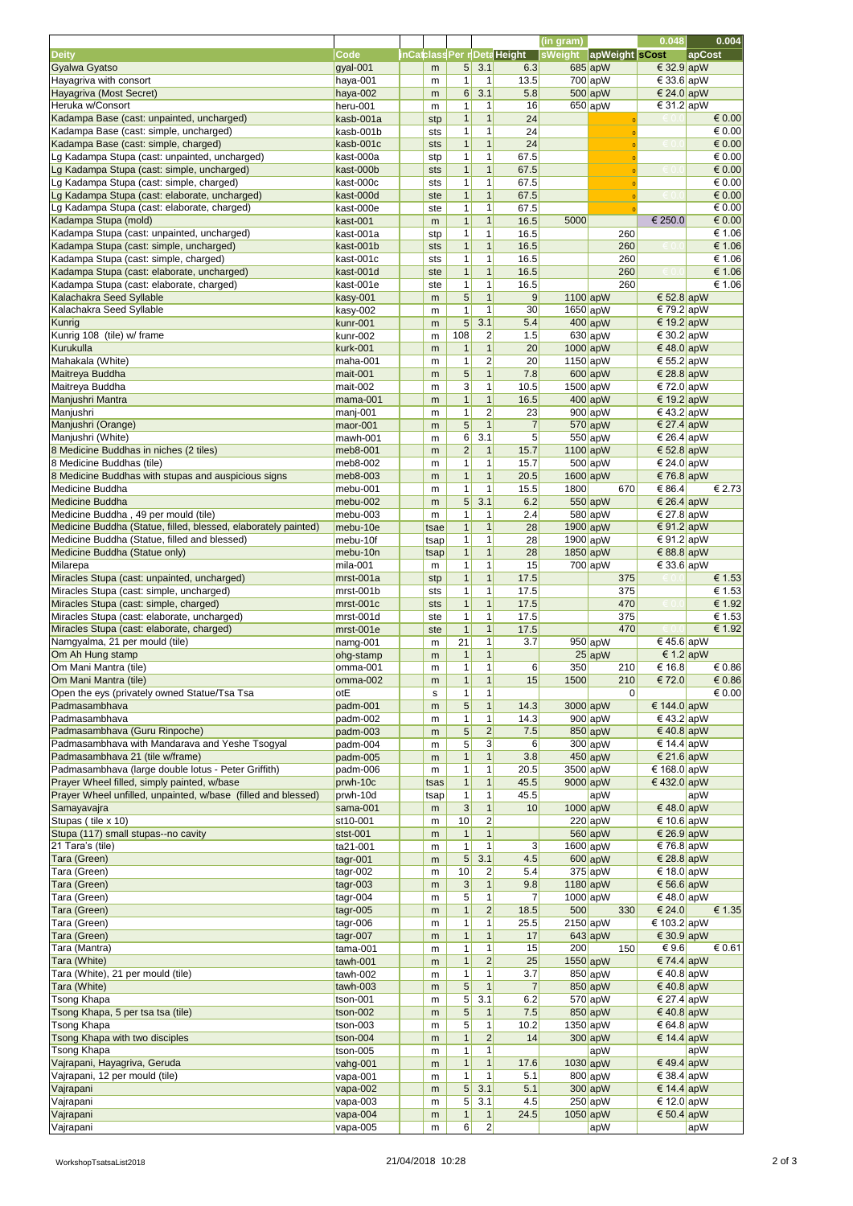| | | | | | | | (in gram) | | 0.048 | 0.004 |
|---|---|---|---|---|---|---|---|---|---|---|
| **Deity** | **Code** | **inCat** | **class** | **Per r** | **Deta** | **Height** | **sWeight** | **apWeight** | **sCost** | **apCost** |
| Gyalwa Gyatso | gyal-001 | | m | 5 | 3.1 | 6.3 | 685 | apW | € 32.9 | apW |
| Hayagriva with consort | haya-001 | | m | 1 | 1 | 13.5 | 700 | apW | € 33.6 | apW |
| Hayagriva (Most Secret) | haya-002 | | m | 6 | 3.1 | 5.8 | 500 | apW | € 24.0 | apW |
| Heruka w/Consort | heru-001 | | m | 1 | 1 | 16 | 650 | apW | € 31.2 | apW |
| Kadampa Base (cast: unpainted, uncharged) | kasb-001a | | stp | 1 | 1 | 24 | | 0 | € 0.0 | € 0.00 |
| Kadampa Base (cast: simple, uncharged) | kasb-001b | | sts | 1 | 1 | 24 | | 0 | | € 0.00 |
| Kadampa Base (cast: simple, charged) | kasb-001c | | sts | 1 | 1 | 24 | | 0 | € 0.0 | € 0.00 |
| Lg Kadampa Stupa (cast: unpainted, uncharged) | kast-000a | | stp | 1 | 1 | 67.5 | | 0 | | € 0.00 |
| Lg Kadampa Stupa (cast: simple, uncharged) | kast-000b | | sts | 1 | 1 | 67.5 | | 0 | € 0.0 | € 0.00 |
| Lg Kadampa Stupa (cast: simple, charged) | kast-000c | | sts | 1 | 1 | 67.5 | | 0 | | € 0.00 |
| Lg Kadampa Stupa (cast: elaborate, uncharged) | kast-000d | | ste | 1 | 1 | 67.5 | | 0 | € 0.0 | € 0.00 |
| Lg Kadampa Stupa (cast: elaborate, charged) | kast-000e | | ste | 1 | 1 | 67.5 | | 0 | | € 0.00 |
| Kadampa Stupa (mold) | kast-001 | | m | 1 | 1 | 16.5 | 5000 | | € 250.0 | € 0.00 |
| Kadampa Stupa (cast: unpainted, uncharged) | kast-001a | | stp | 1 | 1 | 16.5 | | 260 | | € 1.06 |
| Kadampa Stupa (cast: simple, uncharged) | kast-001b | | sts | 1 | 1 | 16.5 | | 260 | € 0.0 | € 1.06 |
| Kadampa Stupa (cast: simple, charged) | kast-001c | | sts | 1 | 1 | 16.5 | | 260 | | € 1.06 |
| Kadampa Stupa (cast: elaborate, uncharged) | kast-001d | | ste | 1 | 1 | 16.5 | | 260 | € 0.0 | € 1.06 |
| Kadampa Stupa (cast: elaborate, charged) | kast-001e | | ste | 1 | 1 | 16.5 | | 260 | | € 1.06 |
| Kalachakra Seed Syllable | kasy-001 | | m | 5 | 1 | 9 | 1100 | apW | € 52.8 | apW |
| Kalachakra Seed Syllable | kasy-002 | | m | 1 | 1 | 30 | 1650 | apW | € 79.2 | apW |
| Kunrig | kunr-001 | | m | 5 | 3.1 | 5.4 | 400 | apW | € 19.2 | apW |
| Kunrig 108 (tile) w/ frame | kunr-002 | | m | 108 | 2 | 1.5 | 630 | apW | € 30.2 | apW |
| Kurukulla | kurk-001 | | m | 1 | 1 | 20 | 1000 | apW | € 48.0 | apW |
| Mahakala (White) | maha-001 | | m | 1 | 2 | 20 | 1150 | apW | € 55.2 | apW |
| Maitreya Buddha | mait-001 | | m | 5 | 1 | 7.8 | 600 | apW | € 28.8 | apW |
| Maitreya Buddha | mait-002 | | m | 3 | 1 | 10.5 | 1500 | apW | € 72.0 | apW |
| Manjushri Mantra | mama-001 | | m | 1 | 1 | 16.5 | 400 | apW | € 19.2 | apW |
| Manjushri | manj-001 | | m | 1 | 2 | 23 | 900 | apW | € 43.2 | apW |
| Manjushri (Orange) | maor-001 | | m | 5 | 1 | 7 | 570 | apW | € 27.4 | apW |
| Manjushri (White) | mawh-001 | | m | 6 | 3.1 | 5 | 550 | apW | € 26.4 | apW |
| 8 Medicine Buddhas in niches (2 tiles) | meb8-001 | | m | 2 | 1 | 15.7 | 1100 | apW | € 52.8 | apW |
| 8 Medicine Buddhas (tile) | meb8-002 | | m | 1 | 1 | 15.7 | 500 | apW | € 24.0 | apW |
| 8 Medicine Buddhas with stupas and auspicious signs | meb8-003 | | m | 1 | 1 | 20.5 | 1600 | apW | € 76.8 | apW |
| Medicine Buddha | mebu-001 | | m | 1 | 1 | 15.5 | 1800 | 670 | € 86.4 | € 2.73 |
| Medicine Buddha | mebu-002 | | m | 5 | 3.1 | 6.2 | 550 | apW | € 26.4 | apW |
| Medicine Buddha , 49 per mould (tile) | mebu-003 | | m | 1 | 1 | 2.4 | 580 | apW | € 27.8 | apW |
| Medicine Buddha (Statue, filled, blessed, elaborately painted) | mebu-10e | | tsae | 1 | 1 | 28 | 1900 | apW | € 91.2 | apW |
| Medicine Buddha (Statue, filled and blessed) | mebu-10f | | tsap | 1 | 1 | 28 | 1900 | apW | € 91.2 | apW |
| Medicine Buddha (Statue only) | mebu-10n | | tsap | 1 | 1 | 28 | 1850 | apW | € 88.8 | apW |
| Milarepa | mila-001 | | m | 1 | 1 | 15 | 700 | apW | € 33.6 | apW |
| Miracles Stupa (cast: unpainted, uncharged) | mrst-001a | | stp | 1 | 1 | 17.5 | | 375 | € 0.0 | € 1.53 |
| Miracles Stupa (cast: simple, uncharged) | mrst-001b | | sts | 1 | 1 | 17.5 | | 375 | | € 1.53 |
| Miracles Stupa (cast: simple, charged) | mrst-001c | | sts | 1 | 1 | 17.5 | | 470 | € 0.0 | € 1.92 |
| Miracles Stupa (cast: elaborate, uncharged) | mrst-001d | | ste | 1 | 1 | 17.5 | | 375 | | € 1.53 |
| Miracles Stupa (cast: elaborate, charged) | mrst-001e | | ste | 1 | 1 | 17.5 | | 470 | € 0.0 | € 1.92 |
| Namgyalma, 21 per mould (tile) | namg-001 | | m | 21 | 1 | 3.7 | 950 | apW | € 45.6 | apW |
| Om Ah Hung stamp | ohg-stamp | | m | 1 | 1 | | 25 | apW | € 1.2 | apW |
| Om Mani Mantra (tile) | omma-001 | | m | 1 | 1 | 6 | 350 | 210 | € 16.8 | € 0.86 |
| Om Mani Mantra (tile) | omma-002 | | m | 1 | 1 | 15 | 1500 | 210 | € 72.0 | € 0.86 |
| Open the eys (privately owned Statue/Tsa Tsa | otE | | s | 1 | 1 | | | 0 | | € 0.00 |
| Padmasambhava | padm-001 | | m | 5 | 1 | 14.3 | 3000 | apW | € 144.0 | apW |
| Padmasambhava | padm-002 | | m | 1 | 1 | 14.3 | 900 | apW | € 43.2 | apW |
| Padmasambhava (Guru Rinpoche) | padm-003 | | m | 5 | 2 | 7.5 | 850 | apW | € 40.8 | apW |
| Padmasambhava with Mandarava and Yeshe Tsogyal | padm-004 | | m | 5 | 3 | 6 | 300 | apW | € 14.4 | apW |
| Padmasambhava 21 (tile w/frame) | padm-005 | | m | 1 | 1 | 3.8 | 450 | apW | € 21.6 | apW |
| Padmasambhava (large double lotus - Peter Griffith) | padm-006 | | m | 1 | 1 | 20.5 | 3500 | apW | € 168.0 | apW |
| Prayer Wheel filled, simply painted, w/base | prwh-10c | | tsas | 1 | 1 | 45.5 | 9000 | apW | € 432.0 | apW |
| Prayer Wheel unfilled, unpainted, w/base (filled and blessed) | prwh-10d | | tsap | 1 | 1 | 45.5 | | apW | | apW |
| Samayavajra | sama-001 | | m | 3 | 1 | 10 | 1000 | apW | € 48.0 | apW |
| Stupas ( tile x 10) | st10-001 | | m | 10 | 2 | | 220 | apW | € 10.6 | apW |
| Stupa (117) small stupas--no cavity | stst-001 | | m | 1 | 1 | | 560 | apW | € 26.9 | apW |
| 21 Tara's (tile) | ta21-001 | | m | 1 | 1 | 3 | 1600 | apW | € 76.8 | apW |
| Tara (Green) | tagr-001 | | m | 5 | 3.1 | 4.5 | 600 | apW | € 28.8 | apW |
| Tara (Green) | tagr-002 | | m | 10 | 2 | 5.4 | 375 | apW | € 18.0 | apW |
| Tara (Green) | tagr-003 | | m | 3 | 1 | 9.8 | 1180 | apW | € 56.6 | apW |
| Tara (Green) | tagr-004 | | m | 5 | 1 | 7 | 1000 | apW | € 48.0 | apW |
| Tara (Green) | tagr-005 | | m | 1 | 2 | 18.5 | 500 | 330 | € 24.0 | € 1.35 |
| Tara (Green) | tagr-006 | | m | 1 | 1 | 25.5 | 2150 | apW | € 103.2 | apW |
| Tara (Green) | tagr-007 | | m | 1 | 1 | 17 | 643 | apW | € 30.9 | apW |
| Tara (Mantra) | tama-001 | | m | 1 | 1 | 15 | 200 | 150 | € 9.6 | € 0.61 |
| Tara (White) | tawh-001 | | m | 1 | 2 | 25 | 1550 | apW | € 74.4 | apW |
| Tara (White), 21 per mould (tile) | tawh-002 | | m | 1 | 1 | 3.7 | 850 | apW | € 40.8 | apW |
| Tara (White) | tawh-003 | | m | 5 | 1 | 7 | 850 | apW | € 40.8 | apW |
| Tsong Khapa | tson-001 | | m | 5 | 3.1 | 6.2 | 570 | apW | € 27.4 | apW |
| Tsong Khapa, 5 per tsa tsa (tile) | tson-002 | | m | 5 | 1 | 7.5 | 850 | apW | € 40.8 | apW |
| Tsong Khapa | tson-003 | | m | 5 | 1 | 10.2 | 1350 | apW | € 64.8 | apW |
| Tsong Khapa with two disciples | tson-004 | | m | 1 | 2 | 14 | 300 | apW | € 14.4 | apW |
| Tsong Khapa | tson-005 | | m | 1 | 1 | | | apW | | apW |
| Vajrapani, Hayagriva, Geruda | vahg-001 | | m | 1 | 1 | 17.6 | 1030 | apW | € 49.4 | apW |
| Vajrapani, 12 per mould (tile) | vapa-001 | | m | 1 | 1 | 5.1 | 800 | apW | € 38.4 | apW |
| Vajrapani | vapa-002 | | m | 5 | 3.1 | 5.1 | 300 | apW | € 14.4 | apW |
| Vajrapani | vapa-003 | | m | 5 | 3.1 | 4.5 | 250 | apW | € 12.0 | apW |
| Vajrapani | vapa-004 | | m | 1 | 1 | 24.5 | 1050 | apW | € 50.4 | apW |
| Vajrapani | vapa-005 | | m | 6 | 2 | | | apW | | apW |

WorkshopTsatsaList2018 21/04/2018 10:28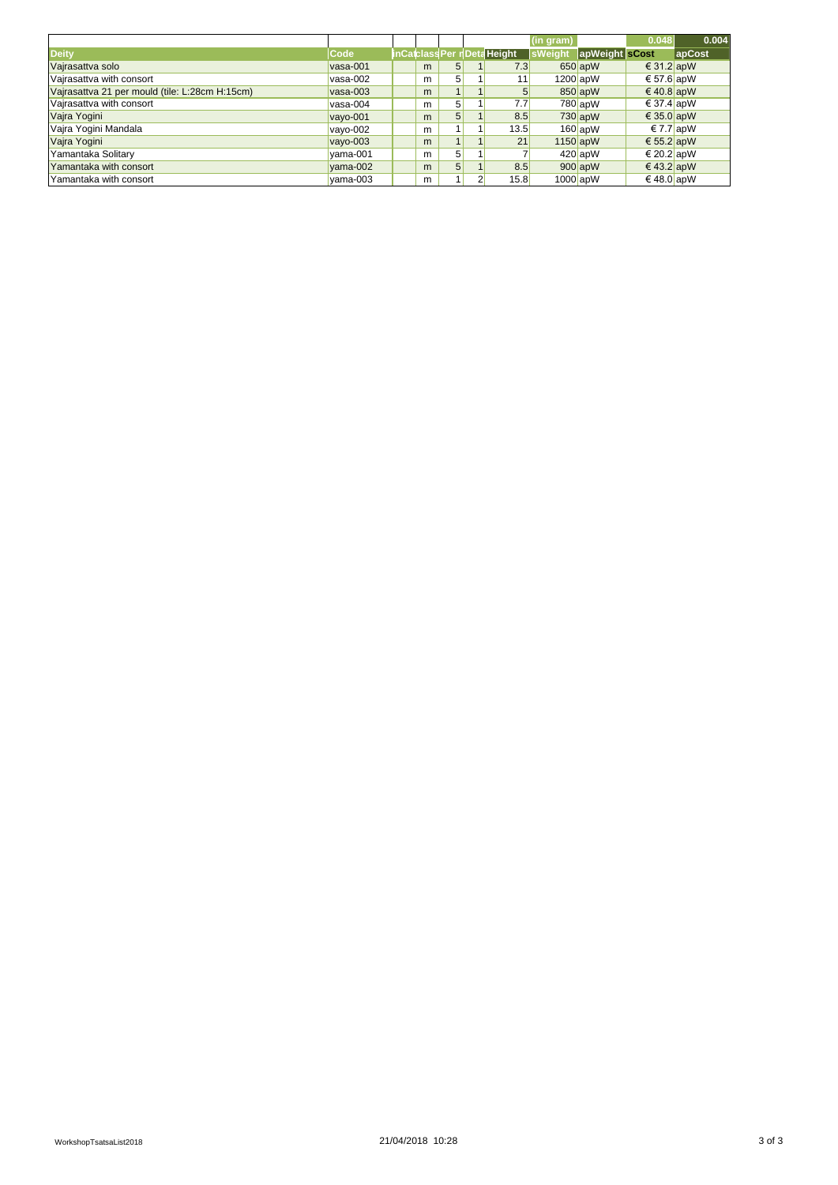| | | | | | | | (in gram) | | 0.048 | 0.004 |
|---|---|---|---|---|---|---|---|---|---|---|
| Deity | Code | inCat | class | Per m | Deta | Height | sWeight | apWeight | sCost | apCost |
| Vajrasattva solo | vasa-001 | | m | 5 | 1 | 7.3 | | 650 apW | | € 31.2 apW |
| Vajrasattva with consort | vasa-002 | | m | 5 | 1 | 11 | | 1200 apW | | € 57.6 apW |
| Vajrasattva 21 per mould (tile: L:28cm H:15cm) | vasa-003 | | m | 1 | 1 | 5 | | 850 apW | | € 40.8 apW |
| Vajrasattva with consort | vasa-004 | | m | 5 | 1 | 7.7 | | 780 apW | | € 37.4 apW |
| Vajra Yogini | vayo-001 | | m | 5 | 1 | 8.5 | | 730 apW | | € 35.0 apW |
| Vajra Yogini Mandala | vayo-002 | | m | 1 | 1 | 13.5 | | 160 apW | | € 7.7 apW |
| Vajra Yogini | vayo-003 | | m | 1 | 1 | 21 | | 1150 apW | | € 55.2 apW |
| Yamantaka Solitary | yama-001 | | m | 5 | 1 | 7 | | 420 apW | | € 20.2 apW |
| Yamantaka with consort | yama-002 | | m | 5 | 1 | 8.5 | | 900 apW | | € 43.2 apW |
| Yamantaka with consort | yama-003 | | m | 1 | 2 | 15.8 | | 1000 apW | | € 48.0 apW |

WorkshopTsatsaList2018

21/04/2018 10:28